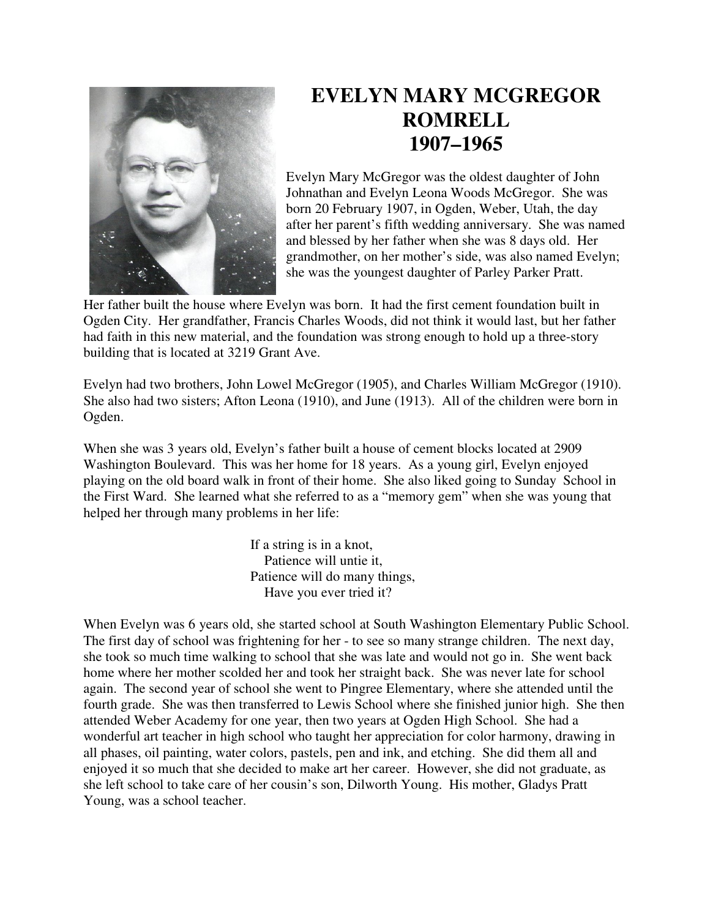# EVELYN MARY MCGREGOR ROMRELL
# 1907–1965

Evelyn Mary McGregor was the oldest daughter of John Johnathan and Evelyn Leona Woods McGregor. She was born 20 February 1907, in Ogden, Weber, Utah, the day after her parent's fifth wedding anniversary. She was named and blessed by her father when she was 8 days old. Her grandmother, on her mother's side, was also named Evelyn; she was the youngest daughter of Parley Parker Pratt.

Her father built the house where Evelyn was born. It had the first cement foundation built in Ogden City. Her grandfather, Francis Charles Woods, did not think it would last, but her father had faith in this new material, and the foundation was strong enough to hold up a three-story building that is located at 3219 Grant Ave.

Evelyn had two brothers, John Lowel McGregor (1905), and Charles William McGregor (1910). She also had two sisters; Afton Leona (1910), and June (1913). All of the children were born in Ogden.

When she was 3 years old, Evelyn's father built a house of cement blocks located at 2909 Washington Boulevard. This was her home for 18 years. As a young girl, Evelyn enjoyed playing on the old board walk in front of their home. She also liked going to Sunday School in the First Ward. She learned what she referred to as a "memory gem" when she was young that helped her through many problems in her life:

> If a string is in a knot,
> Patience will untie it,
> Patience will do many things,
> Have you ever tried it?

When Evelyn was 6 years old, she started school at South Washington Elementary Public School. The first day of school was frightening for her - to see so many strange children. The next day, she took so much time walking to school that she was late and would not go in. She went back home where her mother scolded her and took her straight back. She was never late for school again. The second year of school she went to Pingree Elementary, where she attended until the fourth grade. She was then transferred to Lewis School where she finished junior high. She then attended Weber Academy for one year, then two years at Ogden High School. She had a wonderful art teacher in high school who taught her appreciation for color harmony, drawing in all phases, oil painting, water colors, pastels, pen and ink, and etching. She did them all and enjoyed it so much that she decided to make art her career. However, she did not graduate, as she left school to take care of her cousin's son, Dilworth Young. His mother, Gladys Pratt Young, was a school teacher.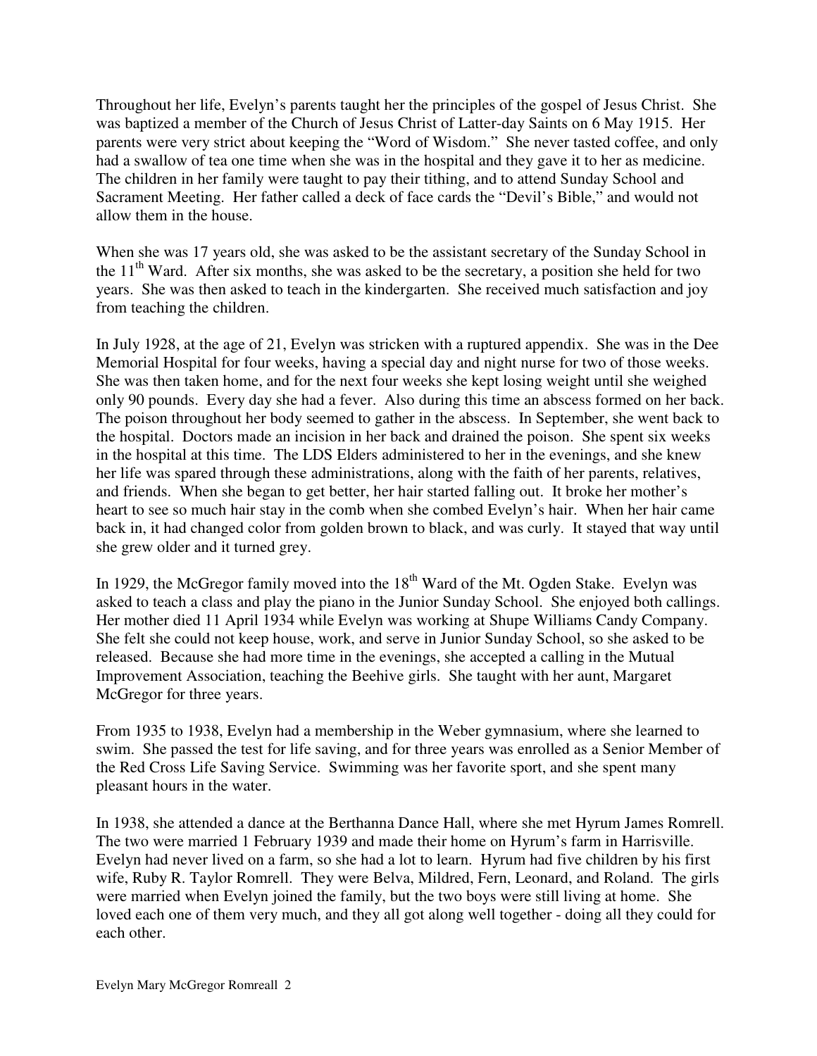Throughout her life, Evelyn's parents taught her the principles of the gospel of Jesus Christ. She was baptized a member of the Church of Jesus Christ of Latter-day Saints on 6 May 1915. Her parents were very strict about keeping the "Word of Wisdom." She never tasted coffee, and only had a swallow of tea one time when she was in the hospital and they gave it to her as medicine. The children in her family were taught to pay their tithing, and to attend Sunday School and Sacrament Meeting. Her father called a deck of face cards the "Devil's Bible," and would not allow them in the house.

When she was 17 years old, she was asked to be the assistant secretary of the Sunday School in the 11th Ward. After six months, she was asked to be the secretary, a position she held for two years. She was then asked to teach in the kindergarten. She received much satisfaction and joy from teaching the children.

In July 1928, at the age of 21, Evelyn was stricken with a ruptured appendix. She was in the Dee Memorial Hospital for four weeks, having a special day and night nurse for two of those weeks. She was then taken home, and for the next four weeks she kept losing weight until she weighed only 90 pounds. Every day she had a fever. Also during this time an abscess formed on her back. The poison throughout her body seemed to gather in the abscess. In September, she went back to the hospital. Doctors made an incision in her back and drained the poison. She spent six weeks in the hospital at this time. The LDS Elders administered to her in the evenings, and she knew her life was spared through these administrations, along with the faith of her parents, relatives, and friends. When she began to get better, her hair started falling out. It broke her mother's heart to see so much hair stay in the comb when she combed Evelyn's hair. When her hair came back in, it had changed color from golden brown to black, and was curly. It stayed that way until she grew older and it turned grey.

In 1929, the McGregor family moved into the 18th Ward of the Mt. Ogden Stake. Evelyn was asked to teach a class and play the piano in the Junior Sunday School. She enjoyed both callings. Her mother died 11 April 1934 while Evelyn was working at Shupe Williams Candy Company. She felt she could not keep house, work, and serve in Junior Sunday School, so she asked to be released. Because she had more time in the evenings, she accepted a calling in the Mutual Improvement Association, teaching the Beehive girls. She taught with her aunt, Margaret McGregor for three years.

From 1935 to 1938, Evelyn had a membership in the Weber gymnasium, where she learned to swim. She passed the test for life saving, and for three years was enrolled as a Senior Member of the Red Cross Life Saving Service. Swimming was her favorite sport, and she spent many pleasant hours in the water.

In 1938, she attended a dance at the Berthanna Dance Hall, where she met Hyrum James Romrell. The two were married 1 February 1939 and made their home on Hyrum's farm in Harrisville. Evelyn had never lived on a farm, so she had a lot to learn. Hyrum had five children by his first wife, Ruby R. Taylor Romrell. They were Belva, Mildred, Fern, Leonard, and Roland. The girls were married when Evelyn joined the family, but the two boys were still living at home. She loved each one of them very much, and they all got along well together - doing all they could for each other.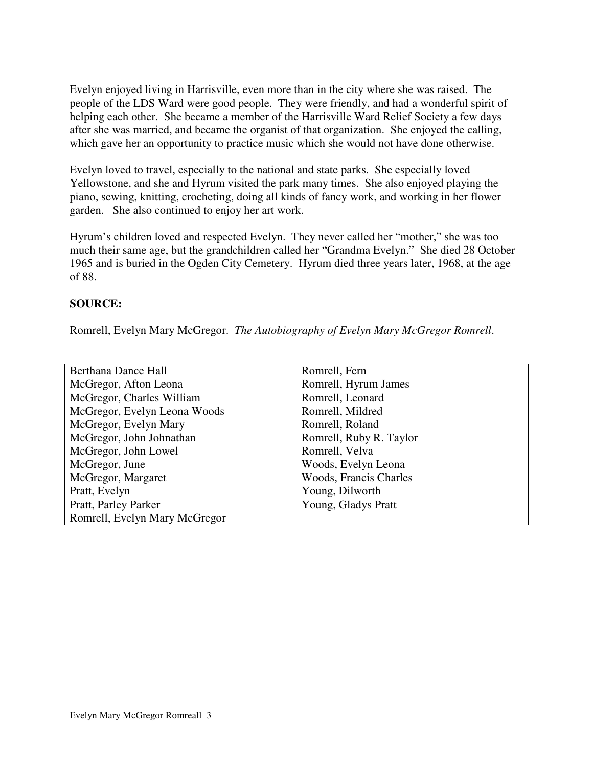Evelyn enjoyed living in Harrisville, even more than in the city where she was raised. The people of the LDS Ward were good people. They were friendly, and had a wonderful spirit of helping each other. She became a member of the Harrisville Ward Relief Society a few days after she was married, and became the organist of that organization. She enjoyed the calling, which gave her an opportunity to practice music which she would not have done otherwise.

Evelyn loved to travel, especially to the national and state parks. She especially loved Yellowstone, and she and Hyrum visited the park many times. She also enjoyed playing the piano, sewing, knitting, crocheting, doing all kinds of fancy work, and working in her flower garden. She also continued to enjoy her art work.

Hyrum's children loved and respected Evelyn. They never called her "mother," she was too much their same age, but the grandchildren called her "Grandma Evelyn." She died 28 October 1965 and is buried in the Ogden City Cemetery. Hyrum died three years later, 1968, at the age of 88.

**SOURCE:**

Romrell, Evelyn Mary McGregor. *The Autobiography of Evelyn Mary McGregor Romrell*.

| | |
|---|---|
| Berthana Dance Hall | Romrell, Fern |
| McGregor, Afton Leona | Romrell, Hyrum James |
| McGregor, Charles William | Romrell, Leonard |
| McGregor, Evelyn Leona Woods | Romrell, Mildred |
| McGregor, Evelyn Mary | Romrell, Roland |
| McGregor, John Johnathan | Romrell, Ruby R. Taylor |
| McGregor, John Lowel | Romrell, Velva |
| McGregor, June | Woods, Evelyn Leona |
| McGregor, Margaret | Woods, Francis Charles |
| Pratt, Evelyn | Young, Dilworth |
| Pratt, Parley Parker | Young, Gladys Pratt |
| Romrell, Evelyn Mary McGregor | |